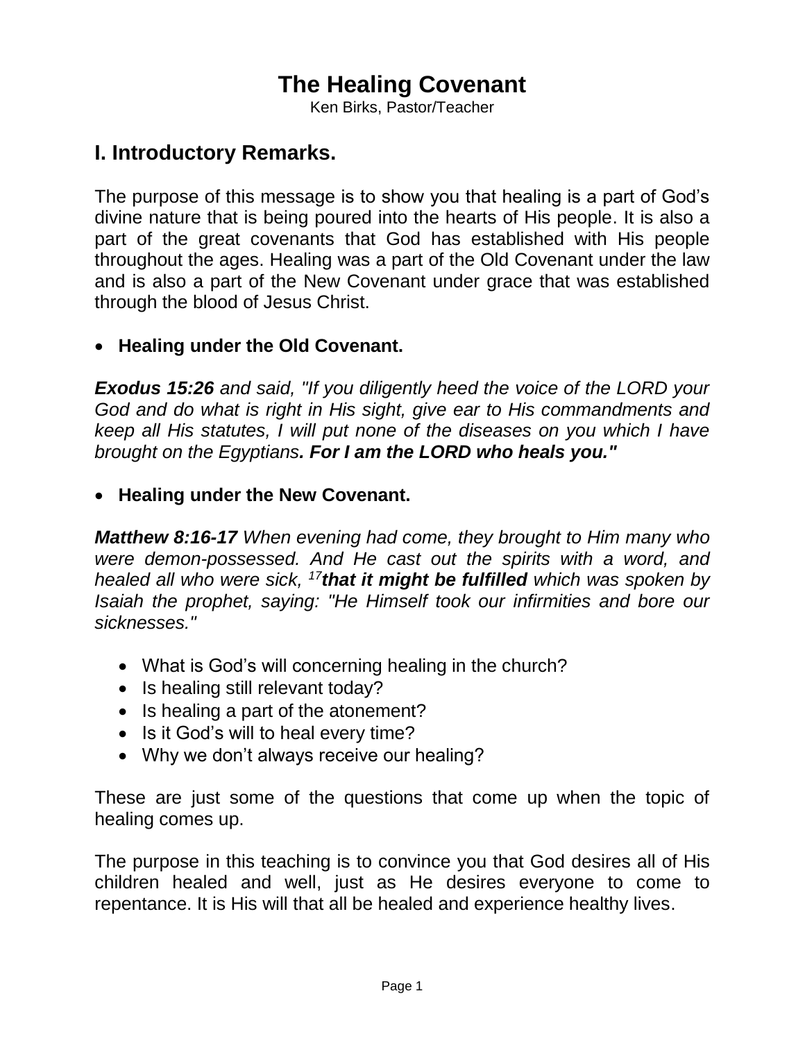# The Healing Covenant

Ken Birks, Pastor/Teacher

## I. Introductory Remarks.

The purpose of this message is to show you that healing is a part of God's divine nature that is being poured into the hearts of His people. It is also a part of the great covenants that God has established with His people throughout the ages. Healing was a part of the Old Covenant under the law and is also a part of the New Covenant under grace that was established through the blood of Jesus Christ.

- **Healing under the Old Covenant.**

***Exodus 15:26*** *and said, "If you diligently heed the voice of the LORD your God and do what is right in His sight, give ear to His commandments and keep all His statutes, I will put none of the diseases on you which I have brought on the Egyptians**. For I am the LORD who heals you."***

- **Healing under the New Covenant.**

***Matthew 8:16-17*** *When evening had come, they brought to Him many who were demon-possessed. And He cast out the spirits with a word, and healed all who were sick, [17]**that it might be fulfilled** which was spoken by Isaiah the prophet, saying: "He Himself took our infirmities and bore our sicknesses."*

- What is God's will concerning healing in the church?
- Is healing still relevant today?
- Is healing a part of the atonement?
- Is it God's will to heal every time?
- Why we don't always receive our healing?

These are just some of the questions that come up when the topic of healing comes up.

The purpose in this teaching is to convince you that God desires all of His children healed and well, just as He desires everyone to come to repentance. It is His will that all be healed and experience healthy lives.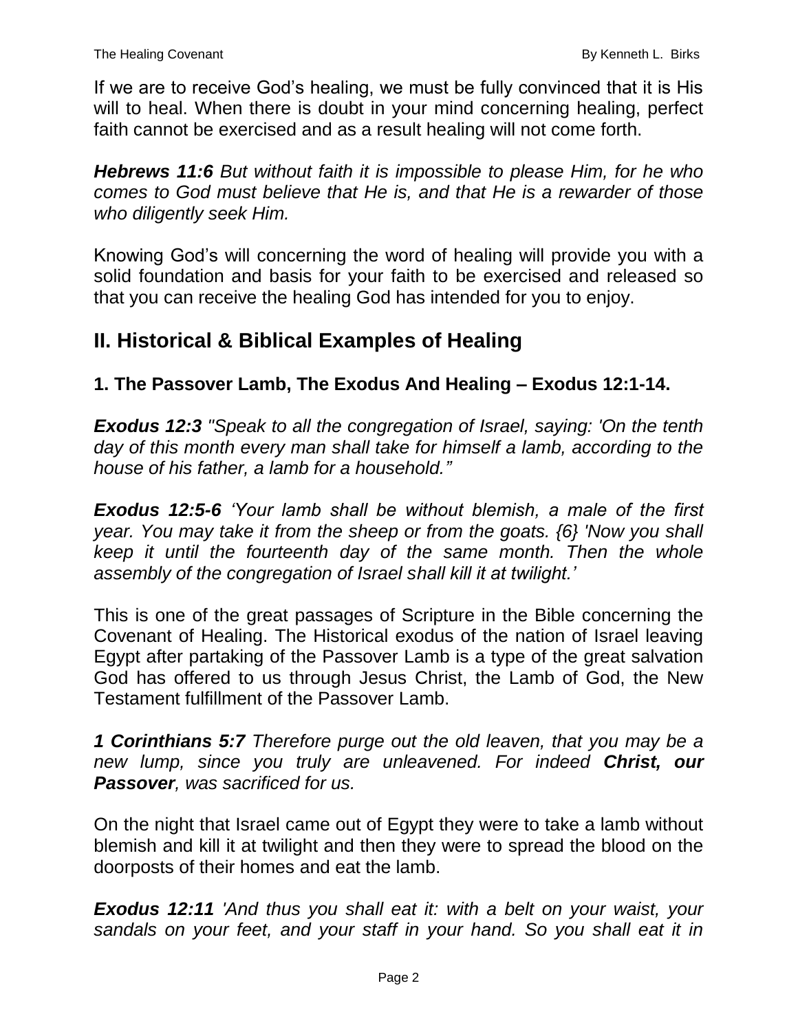If we are to receive God's healing, we must be fully convinced that it is His will to heal. When there is doubt in your mind concerning healing, perfect faith cannot be exercised and as a result healing will not come forth.

***Hebrews 11:6*** *But without faith it is impossible to please Him, for he who comes to God must believe that He is, and that He is a rewarder of those who diligently seek Him.*

Knowing God's will concerning the word of healing will provide you with a solid foundation and basis for your faith to be exercised and released so that you can receive the healing God has intended for you to enjoy.

## II. Historical & Biblical Examples of Healing

### 1. The Passover Lamb, The Exodus And Healing – Exodus 12:1-14.

***Exodus 12:3*** *"Speak to all the congregation of Israel, saying: 'On the tenth day of this month every man shall take for himself a lamb, according to the house of his father, a lamb for a household."*

***Exodus 12:5-6*** *'Your lamb shall be without blemish, a male of the first year. You may take it from the sheep or from the goats. {6} 'Now you shall keep it until the fourteenth day of the same month. Then the whole assembly of the congregation of Israel shall kill it at twilight.'*

This is one of the great passages of Scripture in the Bible concerning the Covenant of Healing. The Historical exodus of the nation of Israel leaving Egypt after partaking of the Passover Lamb is a type of the great salvation God has offered to us through Jesus Christ, the Lamb of God, the New Testament fulfillment of the Passover Lamb.

***1 Corinthians 5:7*** *Therefore purge out the old leaven, that you may be a new lump, since you truly are unleavened. For indeed **Christ, our Passover**, was sacrificed for us.*

On the night that Israel came out of Egypt they were to take a lamb without blemish and kill it at twilight and then they were to spread the blood on the doorposts of their homes and eat the lamb.

***Exodus 12:11*** *'And thus you shall eat it: with a belt on your waist, your sandals on your feet, and your staff in your hand. So you shall eat it in*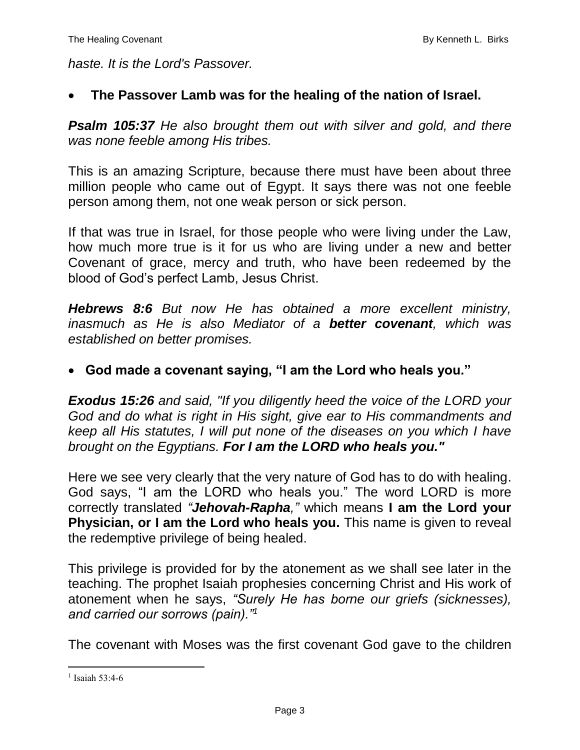*haste. It is the Lord's Passover.*

- **The Passover Lamb was for the healing of the nation of Israel.**

***Psalm 105:37*** *He also brought them out with silver and gold, and there was none feeble among His tribes.*

This is an amazing Scripture, because there must have been about three million people who came out of Egypt. It says there was not one feeble person among them, not one weak person or sick person.

If that was true in Israel, for those people who were living under the Law, how much more true is it for us who are living under a new and better Covenant of grace, mercy and truth, who have been redeemed by the blood of God's perfect Lamb, Jesus Christ.

***Hebrews 8:6*** *But now He has obtained a more excellent ministry, inasmuch as He is also Mediator of a **better covenant**, which was established on better promises.*

- **God made a covenant saying, "I am the Lord who heals you."**

***Exodus 15:26*** *and said, "If you diligently heed the voice of the LORD your God and do what is right in His sight, give ear to His commandments and keep all His statutes, I will put none of the diseases on you which I have brought on the Egyptians. **For I am the LORD who heals you."***

Here we see very clearly that the very nature of God has to do with healing. God says, "I am the LORD who heals you." The word LORD is more correctly translated ***"Jehovah-Rapha,"*** which means **I am the Lord your Physician, or I am the Lord who heals you.** This name is given to reveal the redemptive privilege of being healed.

This privilege is provided for by the atonement as we shall see later in the teaching. The prophet Isaiah prophesies concerning Christ and His work of atonement when he says, *"Surely He has borne our griefs (sicknesses), and carried our sorrows (pain)."*[1]

The covenant with Moses was the first covenant God gave to the children

[1] Isaiah 53:4-6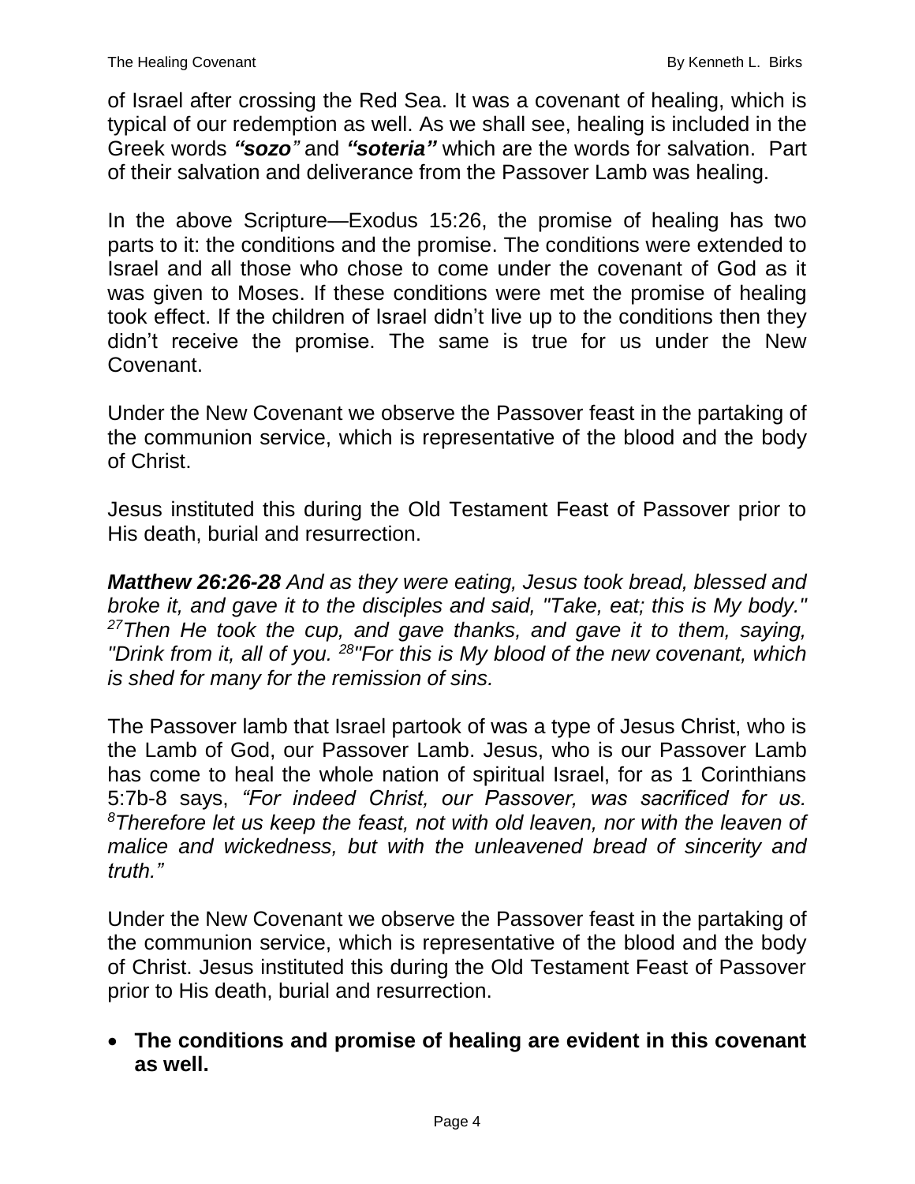of Israel after crossing the Red Sea. It was a covenant of healing, which is typical of our redemption as well. As we shall see, healing is included in the Greek words ***"sozo"*** and ***"soteria"*** which are the words for salvation. Part of their salvation and deliverance from the Passover Lamb was healing.

In the above Scripture—Exodus 15:26, the promise of healing has two parts to it: the conditions and the promise. The conditions were extended to Israel and all those who chose to come under the covenant of God as it was given to Moses. If these conditions were met the promise of healing took effect. If the children of Israel didn't live up to the conditions then they didn't receive the promise. The same is true for us under the New Covenant.

Under the New Covenant we observe the Passover feast in the partaking of the communion service, which is representative of the blood and the body of Christ.

Jesus instituted this during the Old Testament Feast of Passover prior to His death, burial and resurrection.

***Matthew 26:26-28*** *And as they were eating, Jesus took bread, blessed and broke it, and gave it to the disciples and said, "Take, eat; this is My body." [27]Then He took the cup, and gave thanks, and gave it to them, saying, "Drink from it, all of you. [28]"For this is My blood of the new covenant, which is shed for many for the remission of sins.*

The Passover lamb that Israel partook of was a type of Jesus Christ, who is the Lamb of God, our Passover Lamb. Jesus, who is our Passover Lamb has come to heal the whole nation of spiritual Israel, for as 1 Corinthians 5:7b-8 says, *"For indeed Christ, our Passover, was sacrificed for us. [8]Therefore let us keep the feast, not with old leaven, nor with the leaven of malice and wickedness, but with the unleavened bread of sincerity and truth."*

Under the New Covenant we observe the Passover feast in the partaking of the communion service, which is representative of the blood and the body of Christ. Jesus instituted this during the Old Testament Feast of Passover prior to His death, burial and resurrection.

- **The conditions and promise of healing are evident in this covenant as well.**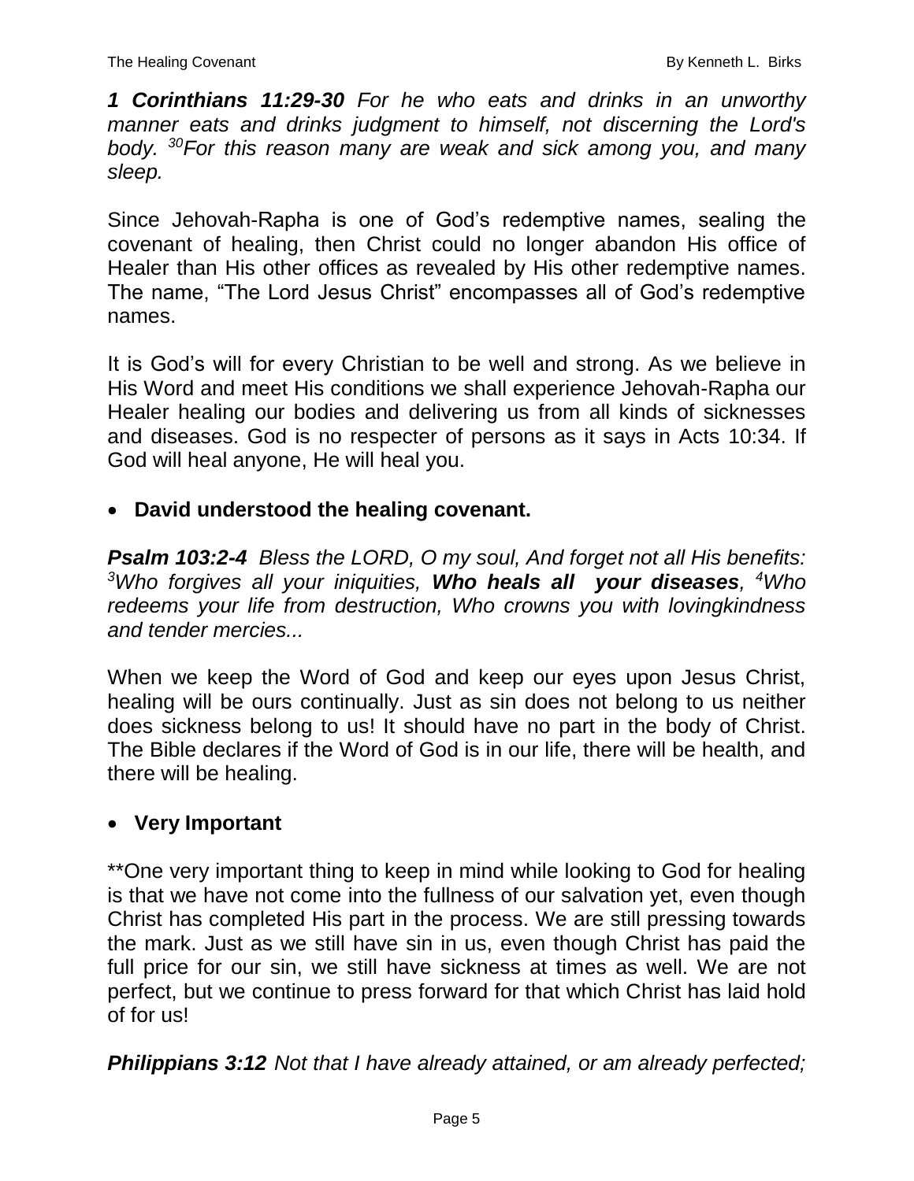***1 Corinthians 11:29-30*** *For he who eats and drinks in an unworthy manner eats and drinks judgment to himself, not discerning the Lord's body.* [30]*For this reason many are weak and sick among you, and many sleep.*

Since Jehovah-Rapha is one of God's redemptive names, sealing the covenant of healing, then Christ could no longer abandon His office of Healer than His other offices as revealed by His other redemptive names. The name, "The Lord Jesus Christ" encompasses all of God's redemptive names.

It is God's will for every Christian to be well and strong. As we believe in His Word and meet His conditions we shall experience Jehovah-Rapha our Healer healing our bodies and delivering us from all kinds of sicknesses and diseases. God is no respecter of persons as it says in Acts 10:34. If God will heal anyone, He will heal you.

- **David understood the healing covenant.**

***Psalm 103:2-4*** *Bless the LORD, O my soul, And forget not all His benefits:* [3]*Who forgives all your iniquities,* ***Who heals all your diseases****,* [4]*Who redeems your life from destruction, Who crowns you with lovingkindness and tender mercies...*

When we keep the Word of God and keep our eyes upon Jesus Christ, healing will be ours continually. Just as sin does not belong to us neither does sickness belong to us! It should have no part in the body of Christ. The Bible declares if the Word of God is in our life, there will be health, and there will be healing.

- **Very Important**

**One very important thing to keep in mind while looking to God for healing is that we have not come into the fullness of our salvation yet, even though Christ has completed His part in the process. We are still pressing towards the mark. Just as we still have sin in us, even though Christ has paid the full price for our sin, we still have sickness at times as well. We are not perfect, but we continue to press forward for that which Christ has laid hold of for us!

***Philippians 3:12*** *Not that I have already attained, or am already perfected;*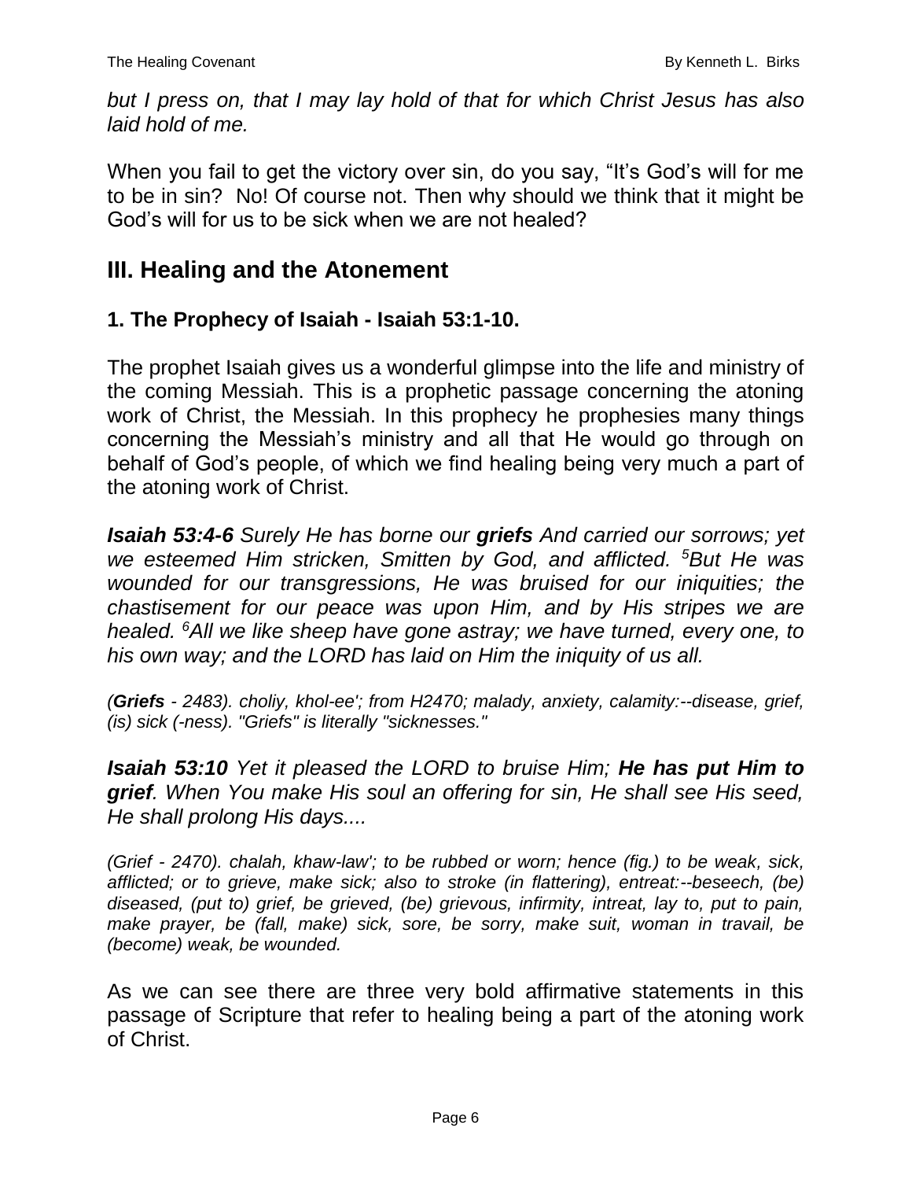*but I press on, that I may lay hold of that for which Christ Jesus has also laid hold of me.*

When you fail to get the victory over sin, do you say, “It’s God’s will for me to be in sin? No! Of course not. Then why should we think that it might be God’s will for us to be sick when we are not healed?

## III. Healing and the Atonement

### 1. The Prophecy of Isaiah - Isaiah 53:1-10.

The prophet Isaiah gives us a wonderful glimpse into the life and ministry of the coming Messiah. This is a prophetic passage concerning the atoning work of Christ, the Messiah. In this prophecy he prophesies many things concerning the Messiah’s ministry and all that He would go through on behalf of God’s people, of which we find healing being very much a part of the atoning work of Christ.

***Isaiah 53:4-6*** *Surely He has borne our **griefs** And carried our sorrows; yet we esteemed Him stricken, Smitten by God, and afflicted. [5]But He was wounded for our transgressions, He was bruised for our iniquities; the chastisement for our peace was upon Him, and by His stripes we are healed. [6]All we like sheep have gone astray; we have turned, every one, to his own way; and the LORD has laid on Him the iniquity of us all.*

*(**Griefs** - 2483). choliy, khol-ee'; from H2470; malady, anxiety, calamity:--disease, grief, (is) sick (-ness). "Griefs" is literally "sicknesses."*

***Isaiah 53:10*** *Yet it pleased the LORD to bruise Him; **He has put Him to grief**. When You make His soul an offering for sin, He shall see His seed, He shall prolong His days....*

*(Grief - 2470). chalah, khaw-law'; to be rubbed or worn; hence (fig.) to be weak, sick, afflicted; or to grieve, make sick; also to stroke (in flattering), entreat:--beseech, (be) diseased, (put to) grief, be grieved, (be) grievous, infirmity, intreat, lay to, put to pain, make prayer, be (fall, make) sick, sore, be sorry, make suit, woman in travail, be (become) weak, be wounded.*

As we can see there are three very bold affirmative statements in this passage of Scripture that refer to healing being a part of the atoning work of Christ.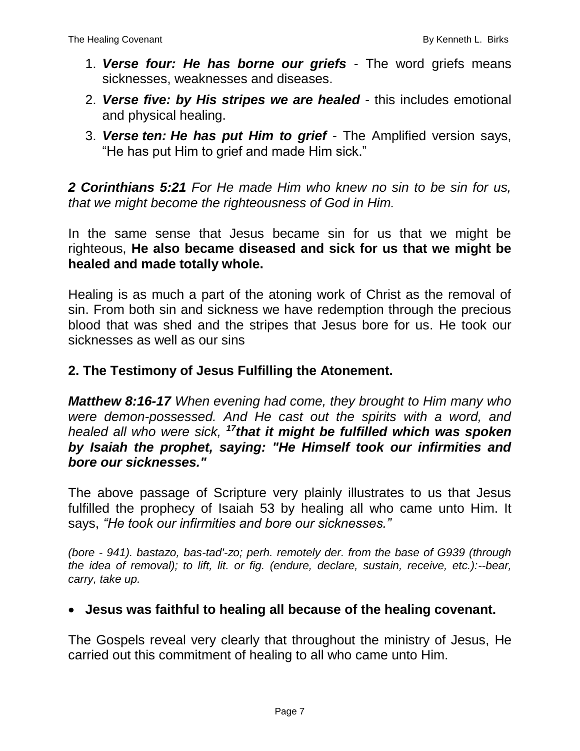1. ***Verse four: He has borne our griefs*** - The word griefs means sicknesses, weaknesses and diseases.
2. ***Verse five: by His stripes we are healed*** - this includes emotional and physical healing.
3. ***Verse ten: He has put Him to grief*** - The Amplified version says, "He has put Him to grief and made Him sick."

***2 Corinthians 5:21*** *For He made Him who knew no sin to be sin for us, that we might become the righteousness of God in Him.*

In the same sense that Jesus became sin for us that we might be righteous, **He also became diseased and sick for us that we might be healed and made totally whole.**

Healing is as much a part of the atoning work of Christ as the removal of sin. From both sin and sickness we have redemption through the precious blood that was shed and the stripes that Jesus bore for us. He took our sicknesses as well as our sins

## 2. The Testimony of Jesus Fulfilling the Atonement.

***Matthew 8:16-17*** *When evening had come, they brought to Him many who were demon-possessed. And He cast out the spirits with a word, and healed all who were sick,* ***[17]that it might be fulfilled which was spoken by Isaiah the prophet, saying: "He Himself took our infirmities and bore our sicknesses."***

The above passage of Scripture very plainly illustrates to us that Jesus fulfilled the prophecy of Isaiah 53 by healing all who came unto Him. It says, *"He took our infirmities and bore our sicknesses."*

*(bore - 941). bastazo, bas-tad'-zo; perh. remotely der. from the base of G939 (through the idea of removal); to lift, lit. or fig. (endure, declare, sustain, receive, etc.):--bear, carry, take up.*

- **Jesus was faithful to healing all because of the healing covenant.**

The Gospels reveal very clearly that throughout the ministry of Jesus, He carried out this commitment of healing to all who came unto Him.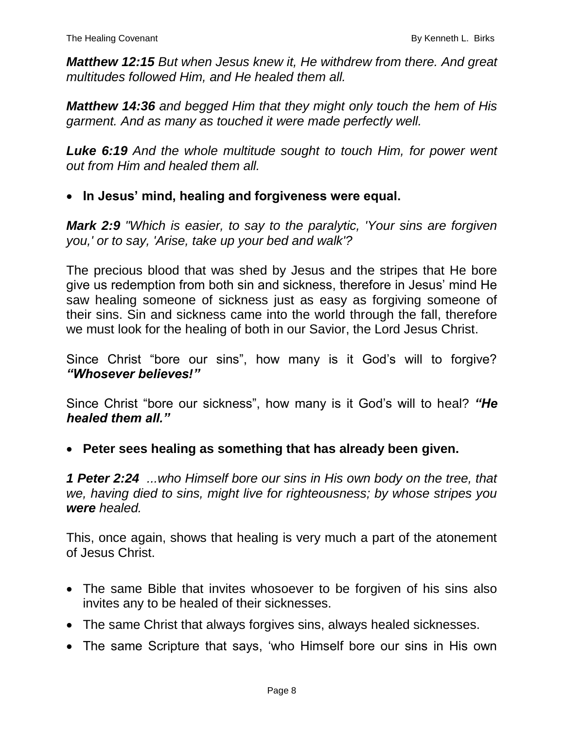***Matthew 12:15*** *But when Jesus knew it, He withdrew from there. And great multitudes followed Him, and He healed them all.*

***Matthew 14:36*** *and begged Him that they might only touch the hem of His garment. And as many as touched it were made perfectly well.*

***Luke 6:19*** *And the whole multitude sought to touch Him, for power went out from Him and healed them all.*

- **In Jesus' mind, healing and forgiveness were equal.**

***Mark 2:9*** *"Which is easier, to say to the paralytic, 'Your sins are forgiven you,' or to say, 'Arise, take up your bed and walk'?*

The precious blood that was shed by Jesus and the stripes that He bore give us redemption from both sin and sickness, therefore in Jesus' mind He saw healing someone of sickness just as easy as forgiving someone of their sins. Sin and sickness came into the world through the fall, therefore we must look for the healing of both in our Savior, the Lord Jesus Christ.

Since Christ "bore our sins", how many is it God's will to forgive? ***"Whosever believes!"***

Since Christ "bore our sickness", how many is it God's will to heal? ***"He healed them all."***

- **Peter sees healing as something that has already been given.**

***1 Peter 2:24*** *...who Himself bore our sins in His own body on the tree, that we, having died to sins, might live for righteousness; by whose stripes you **were** healed.*

This, once again, shows that healing is very much a part of the atonement of Jesus Christ.

- The same Bible that invites whosoever to be forgiven of his sins also invites any to be healed of their sicknesses.
- The same Christ that always forgives sins, always healed sicknesses.
- The same Scripture that says, 'who Himself bore our sins in His own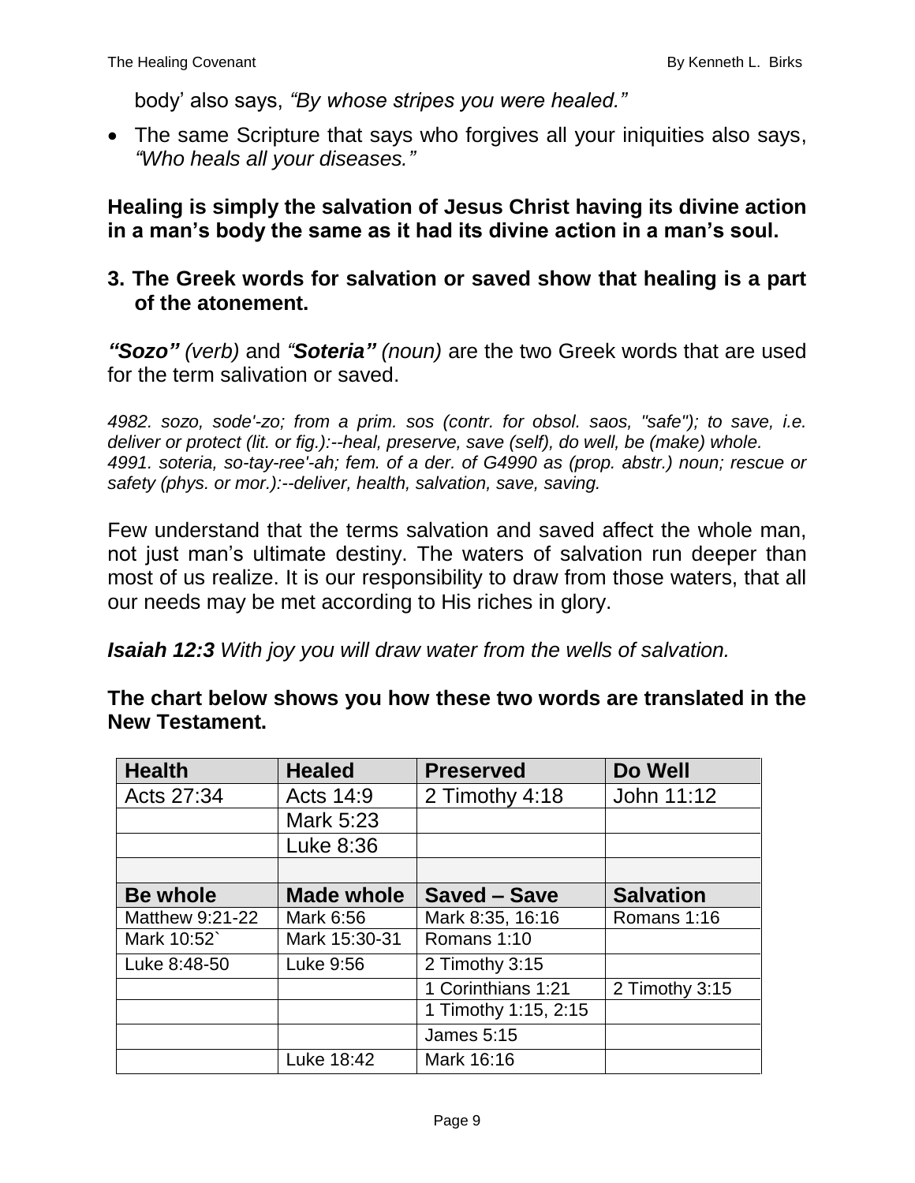body' also says, *"By whose stripes you were healed."*

- The same Scripture that says who forgives all your iniquities also says, *"Who heals all your diseases."*

**Healing is simply the salvation of Jesus Christ having its divine action in a man's body the same as it had its divine action in a man's soul.**

### 3. The Greek words for salvation or saved show that healing is a part of the atonement.

***"Sozo"*** *(verb)* and ***"Soteria"*** *(noun)* are the two Greek words that are used for the term salivation or saved.

*4982. sozo, sode'-zo; from a prim. sos (contr. for obsol. saos, "safe"); to save, i.e. deliver or protect (lit. or fig.):--heal, preserve, save (self), do well, be (make) whole.*
*4991. soteria, so-tay-ree'-ah; fem. of a der. of G4990 as (prop. abstr.) noun; rescue or safety (phys. or mor.):--deliver, health, salvation, save, saving.*

Few understand that the terms salvation and saved affect the whole man, not just man's ultimate destiny. The waters of salvation run deeper than most of us realize. It is our responsibility to draw from those waters, that all our needs may be met according to His riches in glory.

***Isaiah 12:3*** *With joy you will draw water from the wells of salvation.*

**The chart below shows you how these two words are translated in the New Testament.**

| **Health** | **Healed** | **Preserved** | **Do Well** |
|---|---|---|---|
| Acts 27:34 | Acts 14:9 | 2 Timothy 4:18 | John 11:12 |
| | Mark 5:23 | | |
| | Luke 8:36 | | |
| | | | |
| **Be whole** | **Made whole** | **Saved – Save** | **Salvation** |
| Matthew 9:21-22 | Mark 6:56 | Mark 8:35, 16:16 | Romans 1:16 |
| Mark 10:52` | Mark 15:30-31 | Romans 1:10 | |
| Luke 8:48-50 | Luke 9:56 | 2 Timothy 3:15 | |
| | | 1 Corinthians 1:21 | 2 Timothy 3:15 |
| | | 1 Timothy 1:15, 2:15 | |
| | | James 5:15 | |
| | Luke 18:42 | Mark 16:16 | |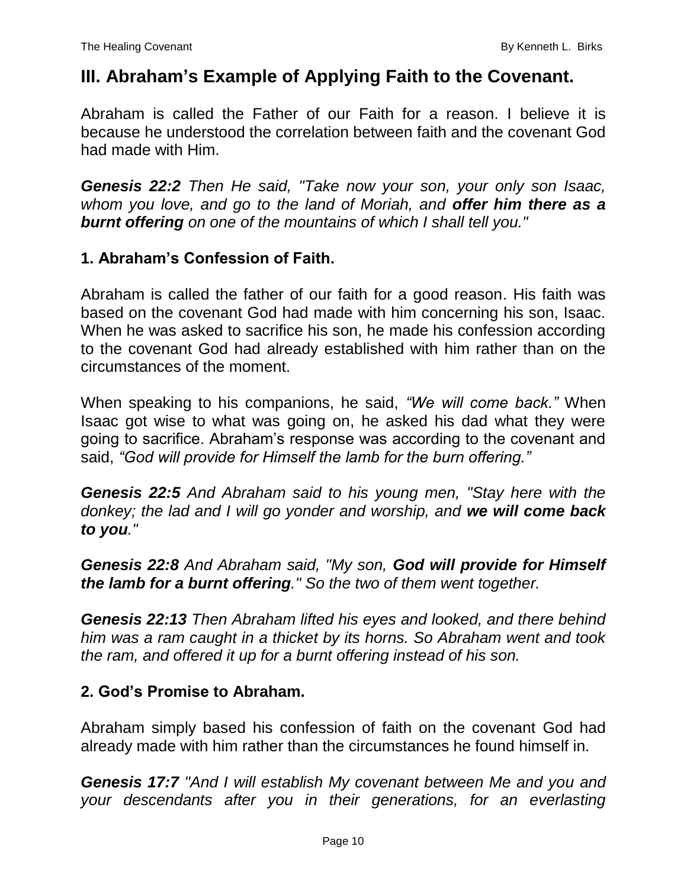## III. Abraham's Example of Applying Faith to the Covenant.

Abraham is called the Father of our Faith for a reason. I believe it is because he understood the correlation between faith and the covenant God had made with Him.

***Genesis 22:2*** *Then He said, "Take now your son, your only son Isaac, whom you love, and go to the land of Moriah, and* ***offer him there as a burnt offering*** *on one of the mountains of which I shall tell you."*

### 1. Abraham's Confession of Faith.

Abraham is called the father of our faith for a good reason. His faith was based on the covenant God had made with him concerning his son, Isaac. When he was asked to sacrifice his son, he made his confession according to the covenant God had already established with him rather than on the circumstances of the moment.

When speaking to his companions, he said, *"We will come back."* When Isaac got wise to what was going on, he asked his dad what they were going to sacrifice. Abraham's response was according to the covenant and said, *"God will provide for Himself the lamb for the burn offering."*

***Genesis 22:5*** *And Abraham said to his young men, "Stay here with the donkey; the lad and I will go yonder and worship, and* ***we will come back to you****."*

***Genesis 22:8*** *And Abraham said, "My son,* ***God will provide for Himself the lamb for a burnt offering****." So the two of them went together.*

***Genesis 22:13*** *Then Abraham lifted his eyes and looked, and there behind him was a ram caught in a thicket by its horns. So Abraham went and took the ram, and offered it up for a burnt offering instead of his son.*

### 2. God's Promise to Abraham.

Abraham simply based his confession of faith on the covenant God had already made with him rather than the circumstances he found himself in.

***Genesis 17:7*** *"And I will establish My covenant between Me and you and your descendants after you in their generations, for an everlasting*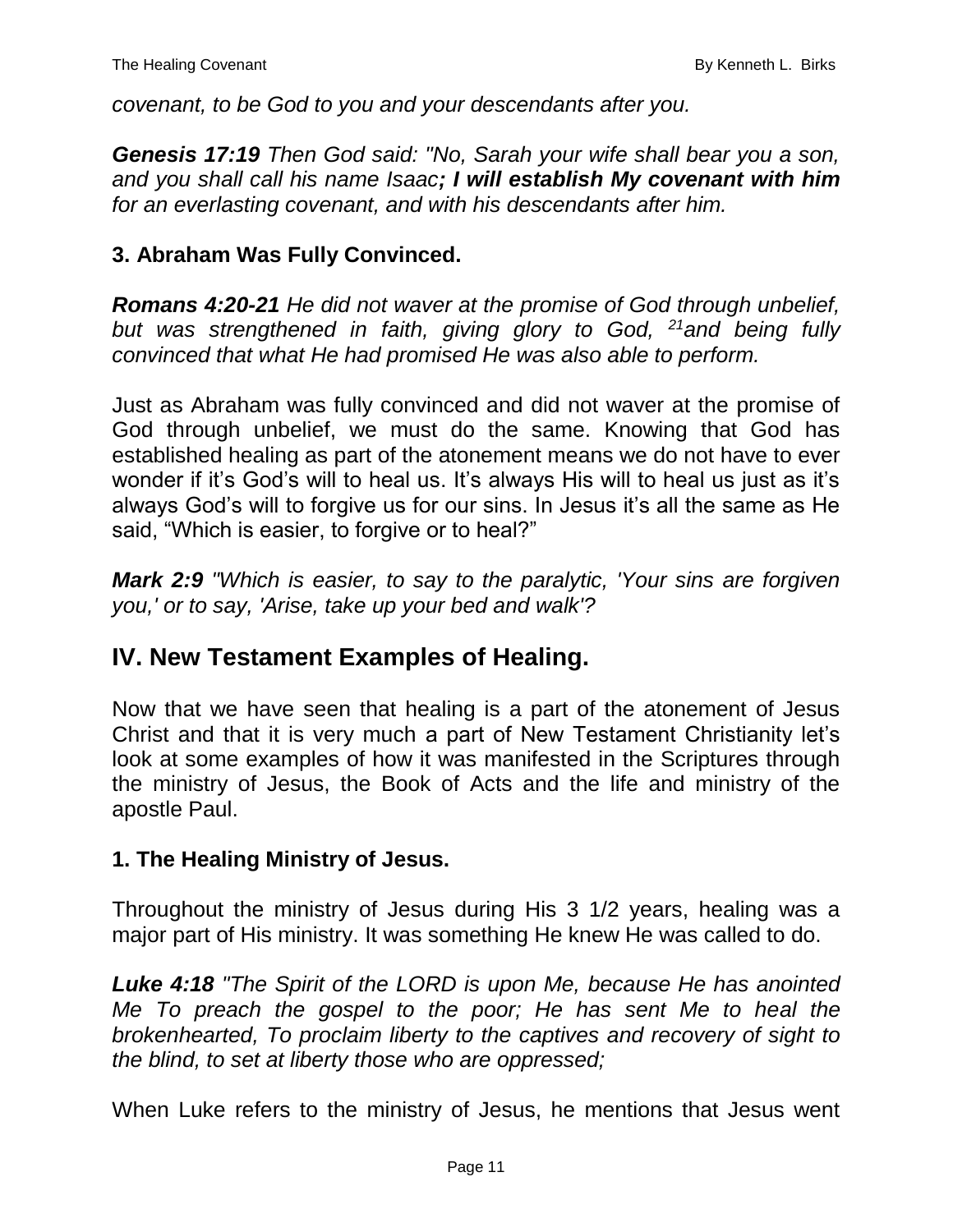*covenant, to be God to you and your descendants after you.*

***Genesis 17:19*** *Then God said: "No, Sarah your wife shall bear you a son, and you shall call his name Isaac**; I will establish My covenant with him** for an everlasting covenant, and with his descendants after him.*

### 3. Abraham Was Fully Convinced.

***Romans 4:20-21*** *He did not waver at the promise of God through unbelief, but was strengthened in faith, giving glory to God, [21]and being fully convinced that what He had promised He was also able to perform.*

Just as Abraham was fully convinced and did not waver at the promise of God through unbelief, we must do the same. Knowing that God has established healing as part of the atonement means we do not have to ever wonder if it's God's will to heal us. It's always His will to heal us just as it's always God's will to forgive us for our sins. In Jesus it's all the same as He said, "Which is easier, to forgive or to heal?"

***Mark 2:9*** *"Which is easier, to say to the paralytic, 'Your sins are forgiven you,' or to say, 'Arise, take up your bed and walk'?*

## IV. New Testament Examples of Healing.

Now that we have seen that healing is a part of the atonement of Jesus Christ and that it is very much a part of New Testament Christianity let's look at some examples of how it was manifested in the Scriptures through the ministry of Jesus, the Book of Acts and the life and ministry of the apostle Paul.

### 1. The Healing Ministry of Jesus.

Throughout the ministry of Jesus during His 3 1/2 years, healing was a major part of His ministry. It was something He knew He was called to do.

***Luke 4:18*** *"The Spirit of the LORD is upon Me, because He has anointed Me To preach the gospel to the poor; He has sent Me to heal the brokenhearted, To proclaim liberty to the captives and recovery of sight to the blind, to set at liberty those who are oppressed;*

When Luke refers to the ministry of Jesus, he mentions that Jesus went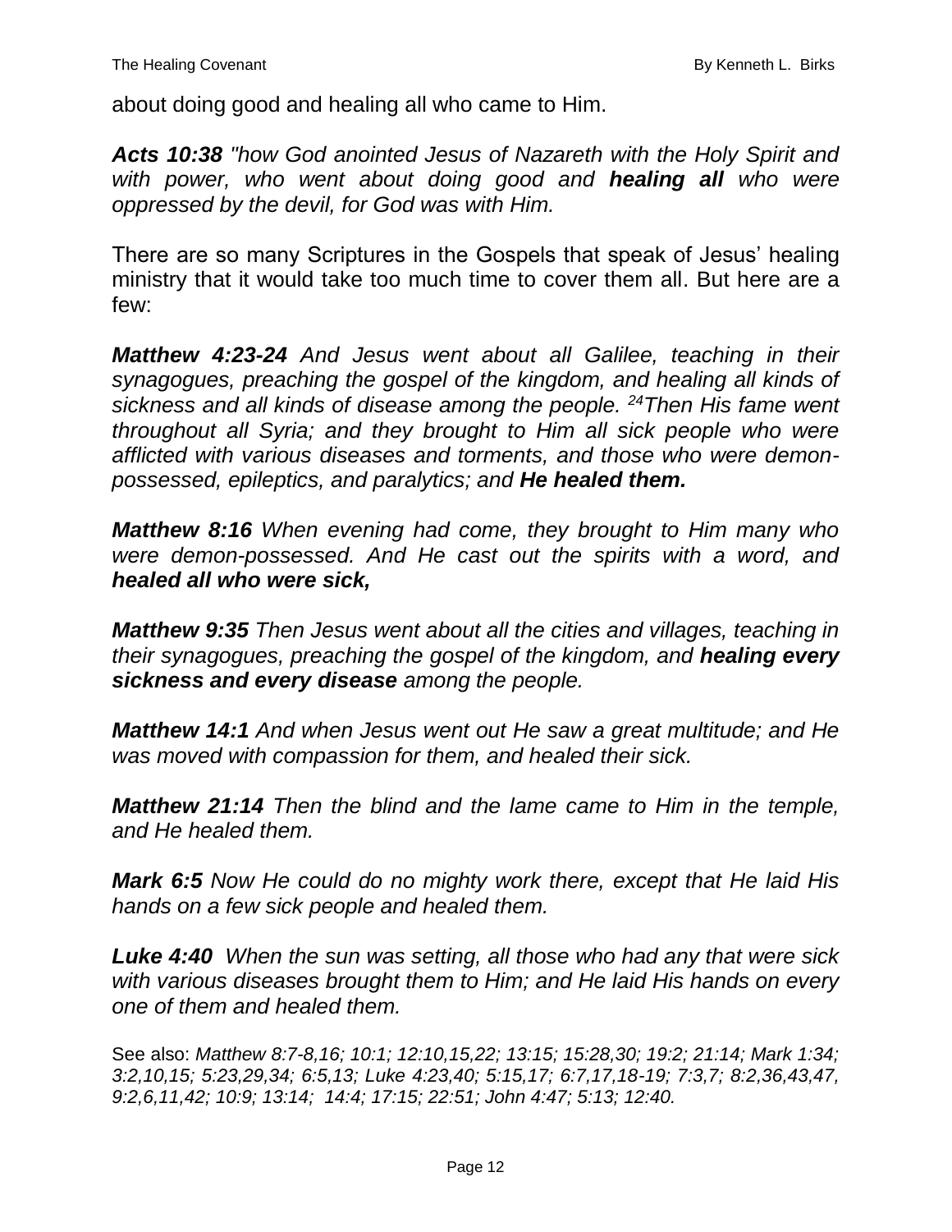about doing good and healing all who came to Him.

***Acts 10:38*** *"how God anointed Jesus of Nazareth with the Holy Spirit and with power, who went about doing good and* ***healing all*** *who were oppressed by the devil, for God was with Him.*

There are so many Scriptures in the Gospels that speak of Jesus' healing ministry that it would take too much time to cover them all. But here are a few:

***Matthew 4:23-24*** *And Jesus went about all Galilee, teaching in their synagogues, preaching the gospel of the kingdom, and healing all kinds of sickness and all kinds of disease among the people. [24]Then His fame went throughout all Syria; and they brought to Him all sick people who were afflicted with various diseases and torments, and those who were demon-possessed, epileptics, and paralytics; and* ***He healed them.***

***Matthew 8:16*** *When evening had come, they brought to Him many who were demon-possessed. And He cast out the spirits with a word, and* ***healed all who were sick,***

***Matthew 9:35*** *Then Jesus went about all the cities and villages, teaching in their synagogues, preaching the gospel of the kingdom, and* ***healing every sickness and every disease*** *among the people.*

***Matthew 14:1*** *And when Jesus went out He saw a great multitude; and He was moved with compassion for them, and healed their sick.*

***Matthew 21:14*** *Then the blind and the lame came to Him in the temple, and He healed them.*

***Mark 6:5*** *Now He could do no mighty work there, except that He laid His hands on a few sick people and healed them.*

***Luke 4:40*** *When the sun was setting, all those who had any that were sick with various diseases brought them to Him; and He laid His hands on every one of them and healed them.*

See also: *Matthew 8:7-8,16; 10:1; 12:10,15,22; 13:15; 15:28,30; 19:2; 21:14; Mark 1:34; 3:2,10,15; 5:23,29,34; 6:5,13; Luke 4:23,40; 5:15,17; 6:7,17,18-19; 7:3,7; 8:2,36,43,47, 9:2,6,11,42; 10:9; 13:14; 14:4; 17:15; 22:51; John 4:47; 5:13; 12:40.*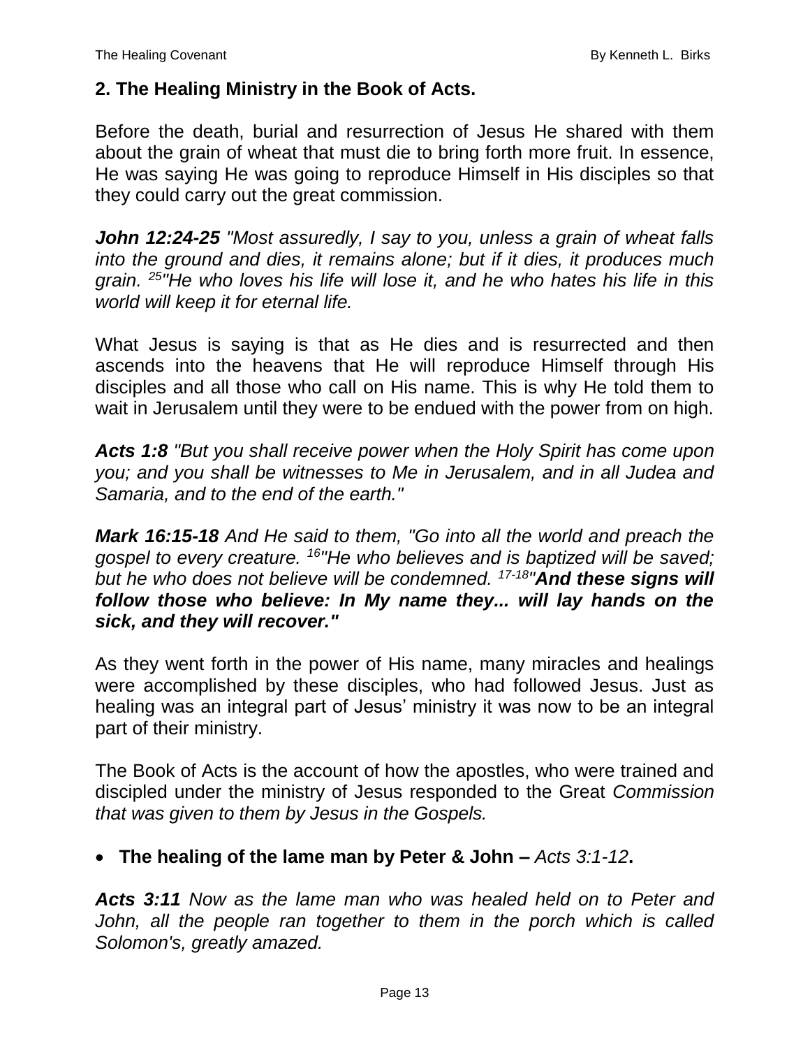## 2. The Healing Ministry in the Book of Acts.

Before the death, burial and resurrection of Jesus He shared with them about the grain of wheat that must die to bring forth more fruit. In essence, He was saying He was going to reproduce Himself in His disciples so that they could carry out the great commission.

***John 12:24-25*** *"Most assuredly, I say to you, unless a grain of wheat falls into the ground and dies, it remains alone; but if it dies, it produces much grain. [25]"He who loves his life will lose it, and he who hates his life in this world will keep it for eternal life.*

What Jesus is saying is that as He dies and is resurrected and then ascends into the heavens that He will reproduce Himself through His disciples and all those who call on His name. This is why He told them to wait in Jerusalem until they were to be endued with the power from on high.

***Acts 1:8*** *"But you shall receive power when the Holy Spirit has come upon you; and you shall be witnesses to Me in Jerusalem, and in all Judea and Samaria, and to the end of the earth."*

***Mark 16:15-18*** *And He said to them, "Go into all the world and preach the gospel to every creature. [16]"He who believes and is baptized will be saved; but he who does not believe will be condemned. [17-18]"**And these signs will follow those who believe: In My name they... will lay hands on the sick, and they will recover."***

As they went forth in the power of His name, many miracles and healings were accomplished by these disciples, who had followed Jesus. Just as healing was an integral part of Jesus' ministry it was now to be an integral part of their ministry.

The Book of Acts is the account of how the apostles, who were trained and discipled under the ministry of Jesus responded to the Great *Commission that was given to them by Jesus in the Gospels.*

- **The healing of the lame man by Peter & John –** *Acts 3:1-12***.**

***Acts 3:11*** *Now as the lame man who was healed held on to Peter and John, all the people ran together to them in the porch which is called Solomon's, greatly amazed.*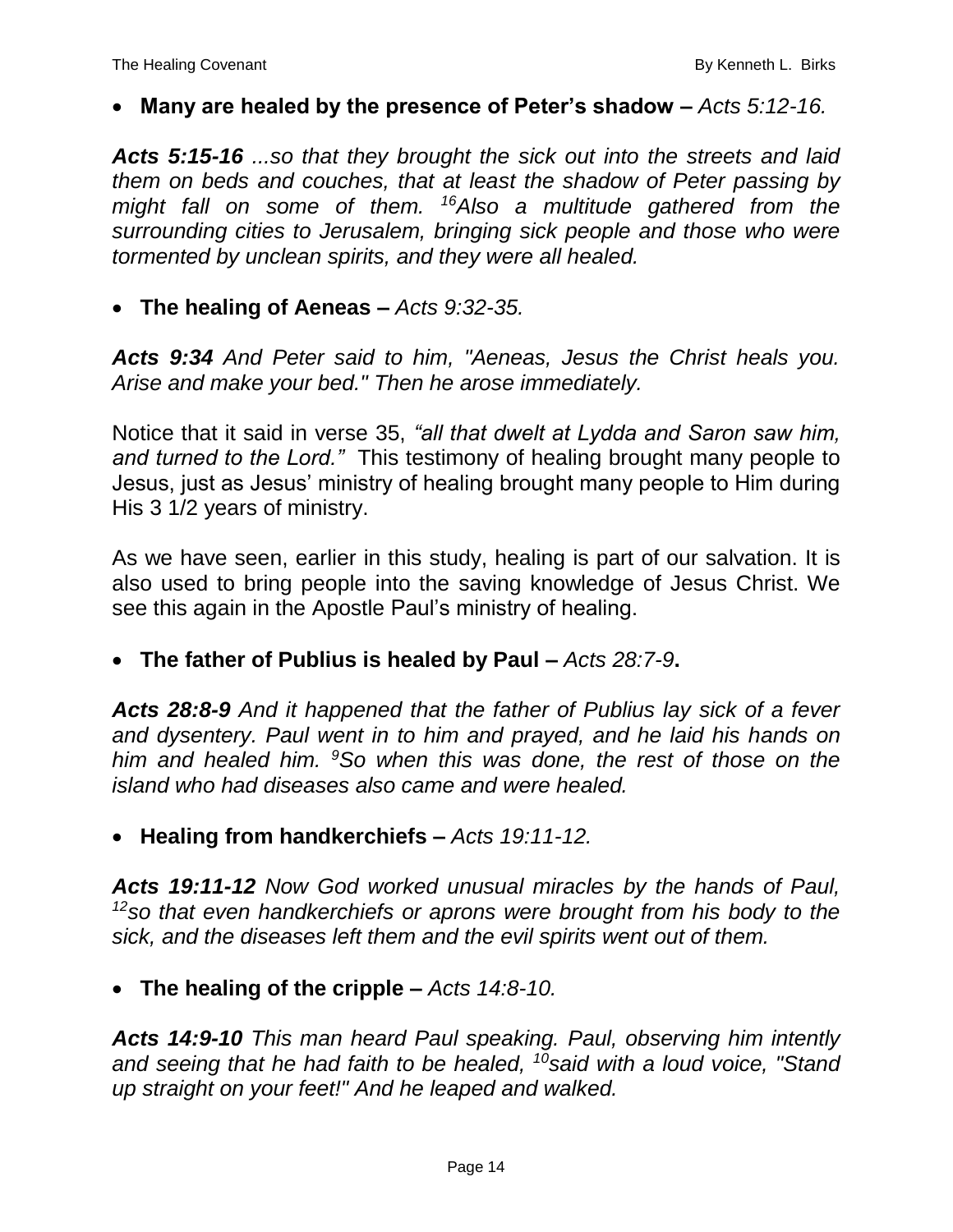- **Many are healed by the presence of Peter's shadow –** *Acts 5:12-16.*

***Acts 5:15-16*** *...so that they brought the sick out into the streets and laid them on beds and couches, that at least the shadow of Peter passing by might fall on some of them. [16]Also a multitude gathered from the surrounding cities to Jerusalem, bringing sick people and those who were tormented by unclean spirits, and they were all healed.*

- **The healing of Aeneas –** *Acts 9:32-35.*

***Acts 9:34*** *And Peter said to him, "Aeneas, Jesus the Christ heals you. Arise and make your bed." Then he arose immediately.*

Notice that it said in verse 35, *"all that dwelt at Lydda and Saron saw him, and turned to the Lord."* This testimony of healing brought many people to Jesus, just as Jesus' ministry of healing brought many people to Him during His 3 1/2 years of ministry.

As we have seen, earlier in this study, healing is part of our salvation. It is also used to bring people into the saving knowledge of Jesus Christ. We see this again in the Apostle Paul's ministry of healing.

- **The father of Publius is healed by Paul –** *Acts 28:7-9***.**

***Acts 28:8-9*** *And it happened that the father of Publius lay sick of a fever and dysentery. Paul went in to him and prayed, and he laid his hands on him and healed him. [9]So when this was done, the rest of those on the island who had diseases also came and were healed.*

- **Healing from handkerchiefs –** *Acts 19:11-12.*

***Acts 19:11-12*** *Now God worked unusual miracles by the hands of Paul, [12]so that even handkerchiefs or aprons were brought from his body to the sick, and the diseases left them and the evil spirits went out of them.*

- **The healing of the cripple –** *Acts 14:8-10.*

***Acts 14:9-10*** *This man heard Paul speaking. Paul, observing him intently and seeing that he had faith to be healed, [10]said with a loud voice, "Stand up straight on your feet!" And he leaped and walked.*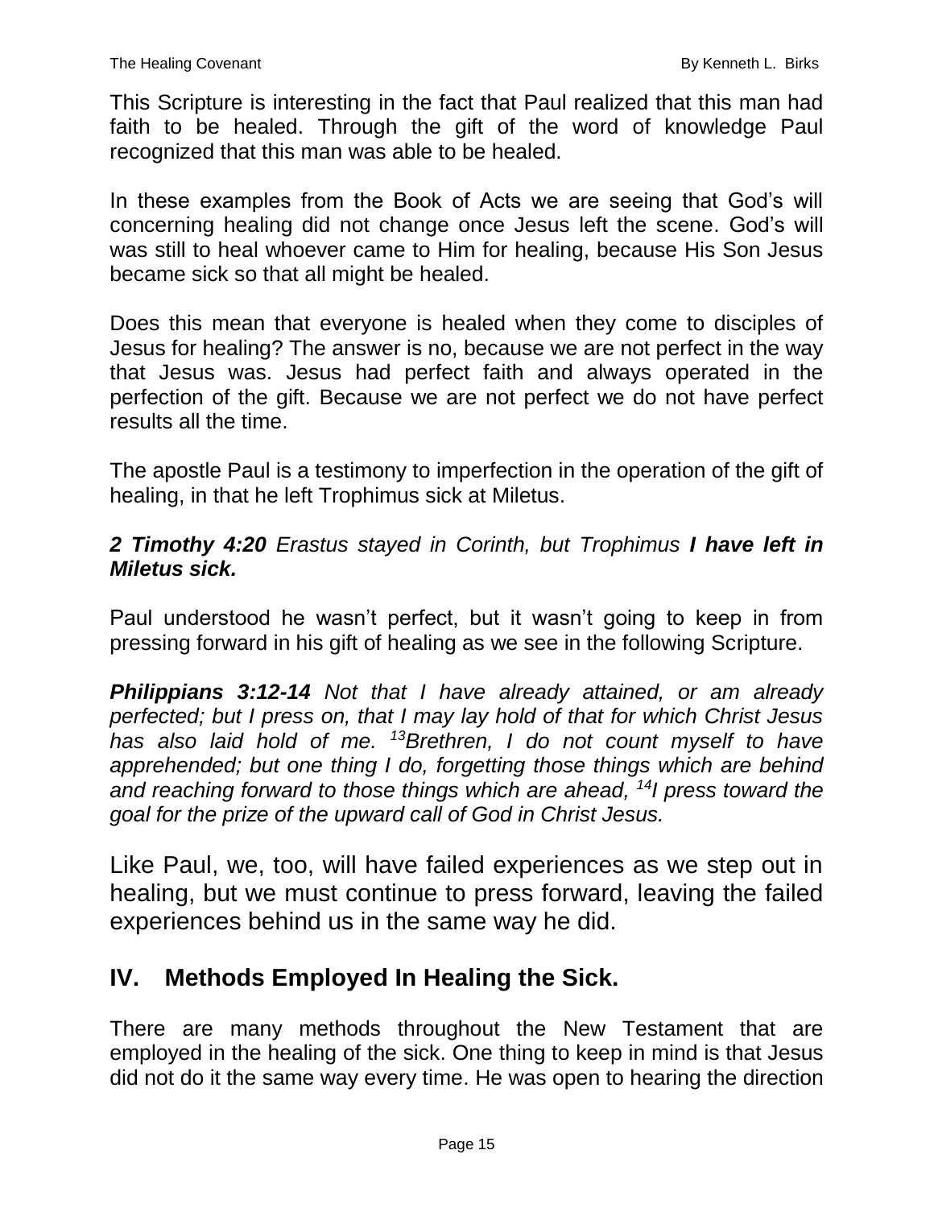This Scripture is interesting in the fact that Paul realized that this man had faith to be healed. Through the gift of the word of knowledge Paul recognized that this man was able to be healed.

In these examples from the Book of Acts we are seeing that God's will concerning healing did not change once Jesus left the scene. God's will was still to heal whoever came to Him for healing, because His Son Jesus became sick so that all might be healed.

Does this mean that everyone is healed when they come to disciples of Jesus for healing? The answer is no, because we are not perfect in the way that Jesus was. Jesus had perfect faith and always operated in the perfection of the gift. Because we are not perfect we do not have perfect results all the time.

The apostle Paul is a testimony to imperfection in the operation of the gift of healing, in that he left Trophimus sick at Miletus.

***2 Timothy 4:20*** *Erastus stayed in Corinth, but Trophimus **I have left in Miletus sick.***

Paul understood he wasn't perfect, but it wasn't going to keep in from pressing forward in his gift of healing as we see in the following Scripture.

***Philippians 3:12-14*** *Not that I have already attained, or am already perfected; but I press on, that I may lay hold of that for which Christ Jesus has also laid hold of me. [13]Brethren, I do not count myself to have apprehended; but one thing I do, forgetting those things which are behind and reaching forward to those things which are ahead, [14]I press toward the goal for the prize of the upward call of God in Christ Jesus.*

Like Paul, we, too, will have failed experiences as we step out in healing, but we must continue to press forward, leaving the failed experiences behind us in the same way he did.

## IV. Methods Employed In Healing the Sick.

There are many methods throughout the New Testament that are employed in the healing of the sick. One thing to keep in mind is that Jesus did not do it the same way every time. He was open to hearing the direction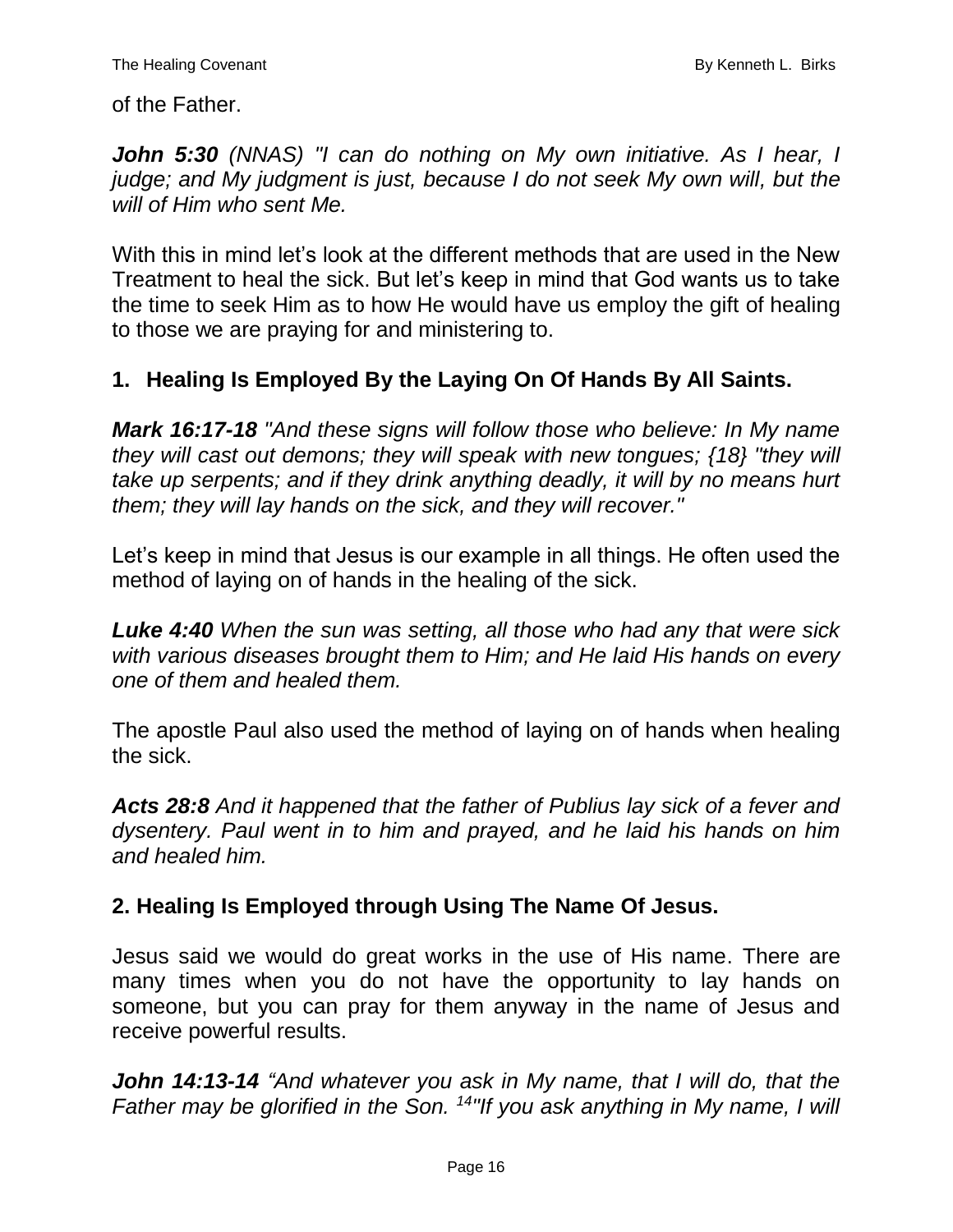of the Father.

***John 5:30*** *(NNAS) "I can do nothing on My own initiative. As I hear, I judge; and My judgment is just, because I do not seek My own will, but the will of Him who sent Me.*

With this in mind let's look at the different methods that are used in the New Treatment to heal the sick. But let's keep in mind that God wants us to take the time to seek Him as to how He would have us employ the gift of healing to those we are praying for and ministering to.

### 1. Healing Is Employed By the Laying On Of Hands By All Saints.

***Mark 16:17-18*** *"And these signs will follow those who believe: In My name they will cast out demons; they will speak with new tongues; {18} "they will take up serpents; and if they drink anything deadly, it will by no means hurt them; they will lay hands on the sick, and they will recover."*

Let's keep in mind that Jesus is our example in all things. He often used the method of laying on of hands in the healing of the sick.

***Luke 4:40*** *When the sun was setting, all those who had any that were sick with various diseases brought them to Him; and He laid His hands on every one of them and healed them.*

The apostle Paul also used the method of laying on of hands when healing the sick.

***Acts 28:8*** *And it happened that the father of Publius lay sick of a fever and dysentery. Paul went in to him and prayed, and he laid his hands on him and healed him.*

### 2. Healing Is Employed through Using The Name Of Jesus.

Jesus said we would do great works in the use of His name. There are many times when you do not have the opportunity to lay hands on someone, but you can pray for them anyway in the name of Jesus and receive powerful results.

***John 14:13-14*** *"And whatever you ask in My name, that I will do, that the Father may be glorified in the Son. [14]"If you ask anything in My name, I will*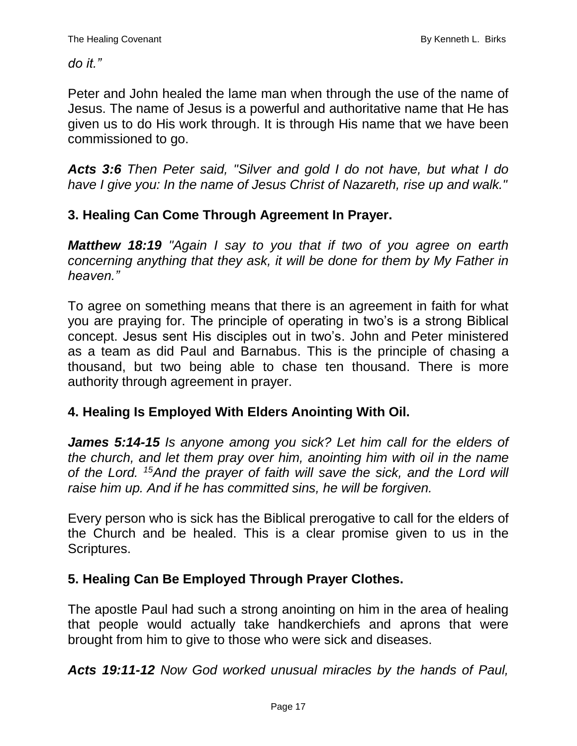*do it."*

Peter and John healed the lame man when through the use of the name of Jesus. The name of Jesus is a powerful and authoritative name that He has given us to do His work through. It is through His name that we have been commissioned to go.

***Acts 3:6*** *Then Peter said, "Silver and gold I do not have, but what I do have I give you: In the name of Jesus Christ of Nazareth, rise up and walk."*

### 3. Healing Can Come Through Agreement In Prayer.

***Matthew 18:19*** *"Again I say to you that if two of you agree on earth concerning anything that they ask, it will be done for them by My Father in heaven."*

To agree on something means that there is an agreement in faith for what you are praying for. The principle of operating in two's is a strong Biblical concept. Jesus sent His disciples out in two's. John and Peter ministered as a team as did Paul and Barnabus. This is the principle of chasing a thousand, but two being able to chase ten thousand. There is more authority through agreement in prayer.

### 4. Healing Is Employed With Elders Anointing With Oil.

***James 5:14-15*** *Is anyone among you sick? Let him call for the elders of the church, and let them pray over him, anointing him with oil in the name of the Lord. [15]And the prayer of faith will save the sick, and the Lord will raise him up. And if he has committed sins, he will be forgiven.*

Every person who is sick has the Biblical prerogative to call for the elders of the Church and be healed. This is a clear promise given to us in the Scriptures.

### 5. Healing Can Be Employed Through Prayer Clothes.

The apostle Paul had such a strong anointing on him in the area of healing that people would actually take handkerchiefs and aprons that were brought from him to give to those who were sick and diseases.

***Acts 19:11-12*** *Now God worked unusual miracles by the hands of Paul,*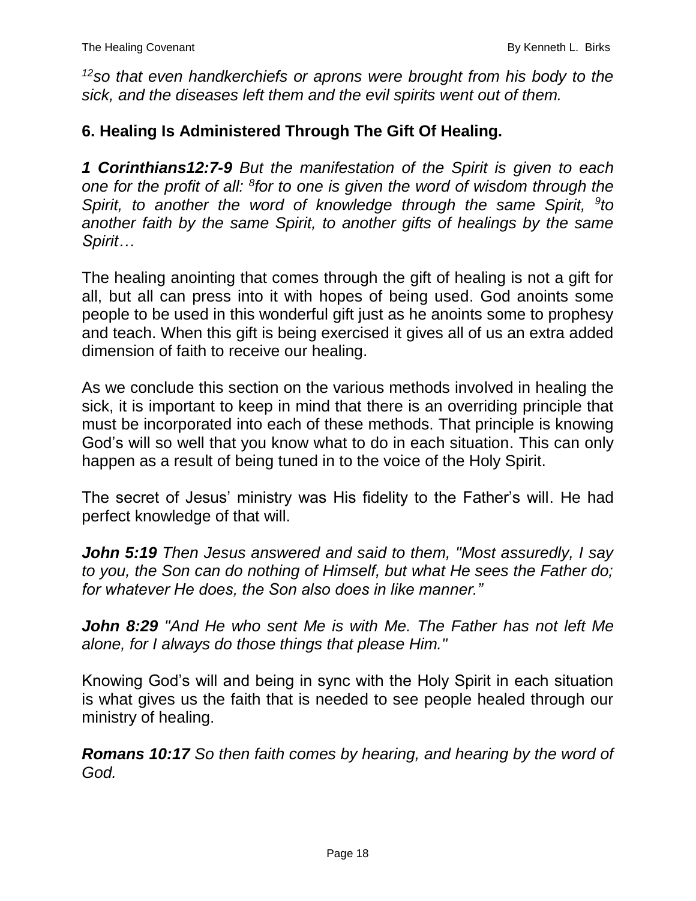*[12]so that even handkerchiefs or aprons were brought from his body to the sick, and the diseases left them and the evil spirits went out of them.*

### 6. Healing Is Administered Through The Gift Of Healing.

***1 Corinthians12:7-9*** *But the manifestation of the Spirit is given to each one for the profit of all: [8]for to one is given the word of wisdom through the Spirit, to another the word of knowledge through the same Spirit, [9]to another faith by the same Spirit, to another gifts of healings by the same Spirit…*

The healing anointing that comes through the gift of healing is not a gift for all, but all can press into it with hopes of being used. God anoints some people to be used in this wonderful gift just as he anoints some to prophesy and teach. When this gift is being exercised it gives all of us an extra added dimension of faith to receive our healing.

As we conclude this section on the various methods involved in healing the sick, it is important to keep in mind that there is an overriding principle that must be incorporated into each of these methods. That principle is knowing God's will so well that you know what to do in each situation. This can only happen as a result of being tuned in to the voice of the Holy Spirit.

The secret of Jesus' ministry was His fidelity to the Father's will. He had perfect knowledge of that will.

***John 5:19*** *Then Jesus answered and said to them, "Most assuredly, I say to you, the Son can do nothing of Himself, but what He sees the Father do; for whatever He does, the Son also does in like manner."*

***John 8:29*** *"And He who sent Me is with Me. The Father has not left Me alone, for I always do those things that please Him."*

Knowing God's will and being in sync with the Holy Spirit in each situation is what gives us the faith that is needed to see people healed through our ministry of healing.

***Romans 10:17*** *So then faith comes by hearing, and hearing by the word of God.*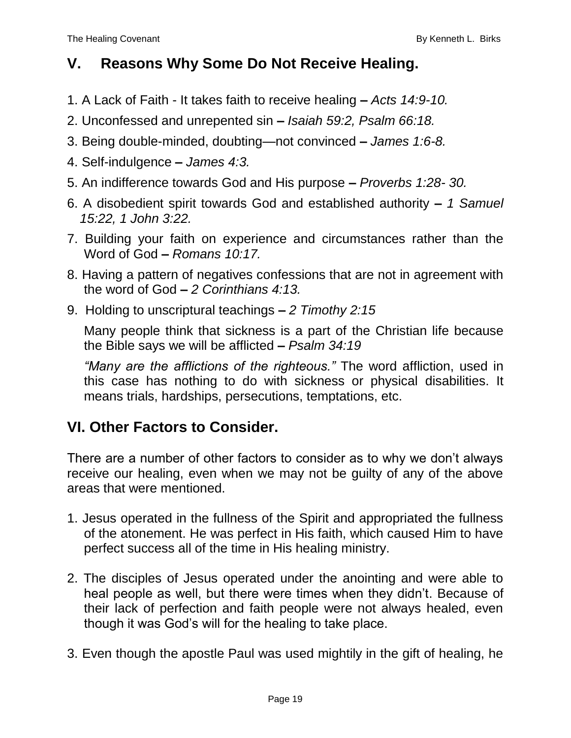## V. Reasons Why Some Do Not Receive Healing.

1. A Lack of Faith - It takes faith to receive healing **–** *Acts 14:9-10.*
2. Unconfessed and unrepented sin **–** *Isaiah 59:2, Psalm 66:18.*
3. Being double-minded, doubting—not convinced **–** *James 1:6-8.*
4. Self-indulgence **–** *James 4:3.*
5. An indifference towards God and His purpose **–** *Proverbs 1:28- 30.*
6. A disobedient spirit towards God and established authority **–** *1 Samuel 15:22, 1 John 3:22.*
7. Building your faith on experience and circumstances rather than the Word of God **–** *Romans 10:17.*
8. Having a pattern of negatives confessions that are not in agreement with the word of God **–** *2 Corinthians 4:13.*
9. Holding to unscriptural teachings **–** *2 Timothy 2:15*

   Many people think that sickness is a part of the Christian life because the Bible says we will be afflicted **–** *Psalm 34:19*

   *"Many are the afflictions of the righteous."* The word affliction, used in this case has nothing to do with sickness or physical disabilities. It means trials, hardships, persecutions, temptations, etc.

## VI. Other Factors to Consider.

There are a number of other factors to consider as to why we don't always receive our healing, even when we may not be guilty of any of the above areas that were mentioned.

1. Jesus operated in the fullness of the Spirit and appropriated the fullness of the atonement. He was perfect in His faith, which caused Him to have perfect success all of the time in His healing ministry.

2. The disciples of Jesus operated under the anointing and were able to heal people as well, but there were times when they didn't. Because of their lack of perfection and faith people were not always healed, even though it was God's will for the healing to take place.

3. Even though the apostle Paul was used mightily in the gift of healing, he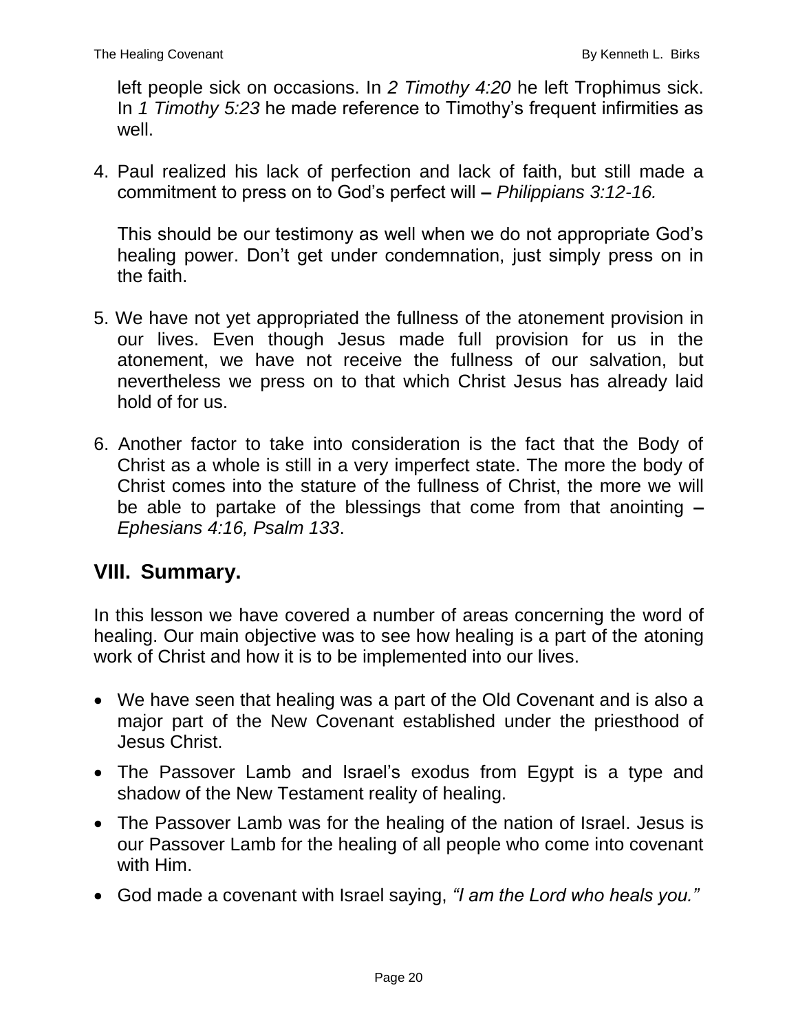left people sick on occasions. In *2 Timothy 4:20* he left Trophimus sick. In *1 Timothy 5:23* he made reference to Timothy's frequent infirmities as well.

4. Paul realized his lack of perfection and lack of faith, but still made a commitment to press on to God's perfect will **–** *Philippians 3:12-16.*

   This should be our testimony as well when we do not appropriate God's healing power. Don't get under condemnation, just simply press on in the faith.

5. We have not yet appropriated the fullness of the atonement provision in our lives. Even though Jesus made full provision for us in the atonement, we have not receive the fullness of our salvation, but nevertheless we press on to that which Christ Jesus has already laid hold of for us.

6. Another factor to take into consideration is the fact that the Body of Christ as a whole is still in a very imperfect state. The more the body of Christ comes into the stature of the fullness of Christ, the more we will be able to partake of the blessings that come from that anointing **–** *Ephesians 4:16, Psalm 133*.

## VIII. Summary.

In this lesson we have covered a number of areas concerning the word of healing. Our main objective was to see how healing is a part of the atoning work of Christ and how it is to be implemented into our lives.

- We have seen that healing was a part of the Old Covenant and is also a major part of the New Covenant established under the priesthood of Jesus Christ.
- The Passover Lamb and Israel's exodus from Egypt is a type and shadow of the New Testament reality of healing.
- The Passover Lamb was for the healing of the nation of Israel. Jesus is our Passover Lamb for the healing of all people who come into covenant with Him.
- God made a covenant with Israel saying, *"I am the Lord who heals you."*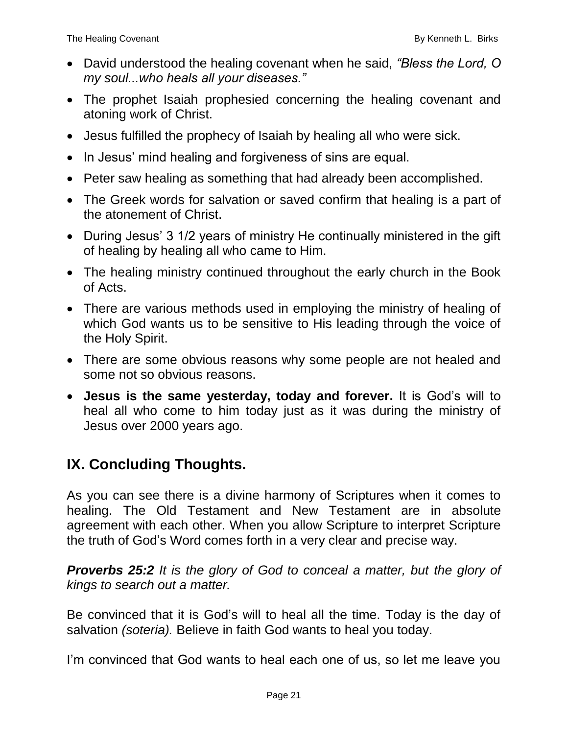- David understood the healing covenant when he said, *"Bless the Lord, O my soul...who heals all your diseases."*
- The prophet Isaiah prophesied concerning the healing covenant and atoning work of Christ.
- Jesus fulfilled the prophecy of Isaiah by healing all who were sick.
- In Jesus' mind healing and forgiveness of sins are equal.
- Peter saw healing as something that had already been accomplished.
- The Greek words for salvation or saved confirm that healing is a part of the atonement of Christ.
- During Jesus' 3 1/2 years of ministry He continually ministered in the gift of healing by healing all who came to Him.
- The healing ministry continued throughout the early church in the Book of Acts.
- There are various methods used in employing the ministry of healing of which God wants us to be sensitive to His leading through the voice of the Holy Spirit.
- There are some obvious reasons why some people are not healed and some not so obvious reasons.
- **Jesus is the same yesterday, today and forever.** It is God's will to heal all who come to him today just as it was during the ministry of Jesus over 2000 years ago.

## IX. Concluding Thoughts.

As you can see there is a divine harmony of Scriptures when it comes to healing. The Old Testament and New Testament are in absolute agreement with each other. When you allow Scripture to interpret Scripture the truth of God's Word comes forth in a very clear and precise way.

***Proverbs 25:2*** *It is the glory of God to conceal a matter, but the glory of kings to search out a matter.*

Be convinced that it is God's will to heal all the time. Today is the day of salvation *(soteria).* Believe in faith God wants to heal you today.

I'm convinced that God wants to heal each one of us, so let me leave you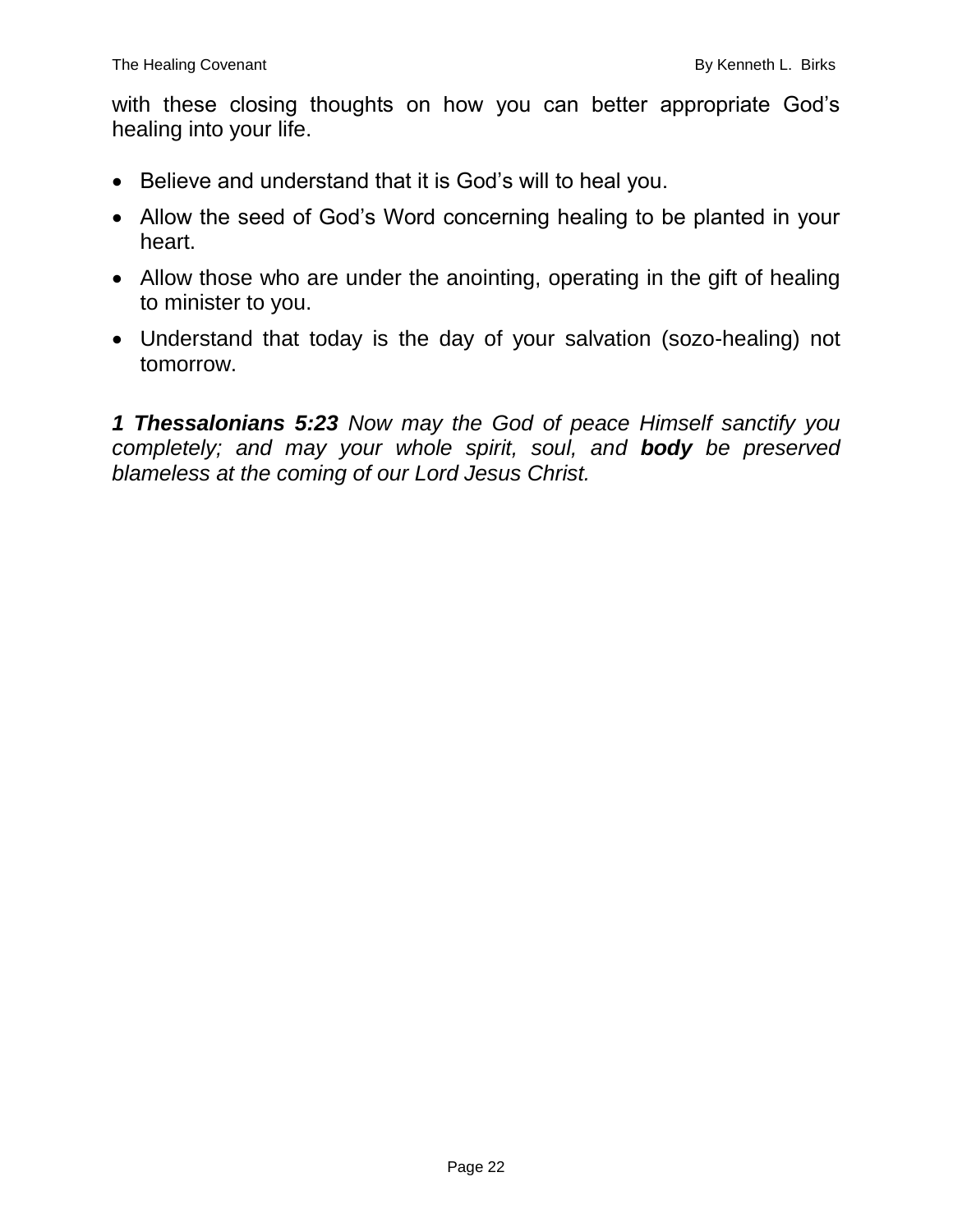with these closing thoughts on how you can better appropriate God's healing into your life.

- Believe and understand that it is God's will to heal you.
- Allow the seed of God's Word concerning healing to be planted in your heart.
- Allow those who are under the anointing, operating in the gift of healing to minister to you.
- Understand that today is the day of your salvation (sozo-healing) not tomorrow.

***1 Thessalonians 5:23*** *Now may the God of peace Himself sanctify you completely; and may your whole spirit, soul, and **body** be preserved blameless at the coming of our Lord Jesus Christ.*